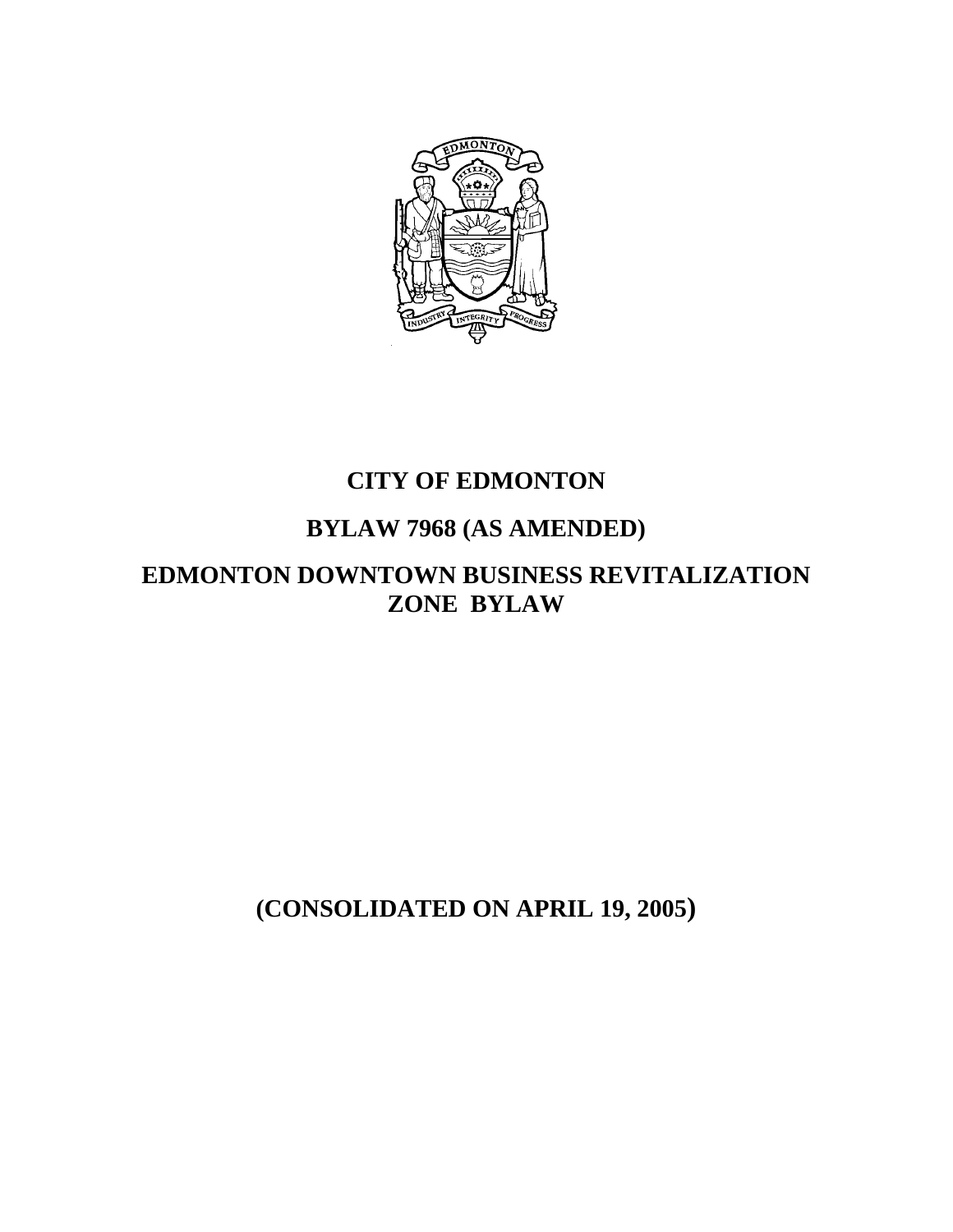# CITY OF EDMONTON

# BYLAW 7968 (AS AMENDED)

# EDMONTON DOWNTOWN BUSINESS REVITALIZATION ZONE BYLAW

**(CONSOLIDATED ON APRIL 19, 2005)**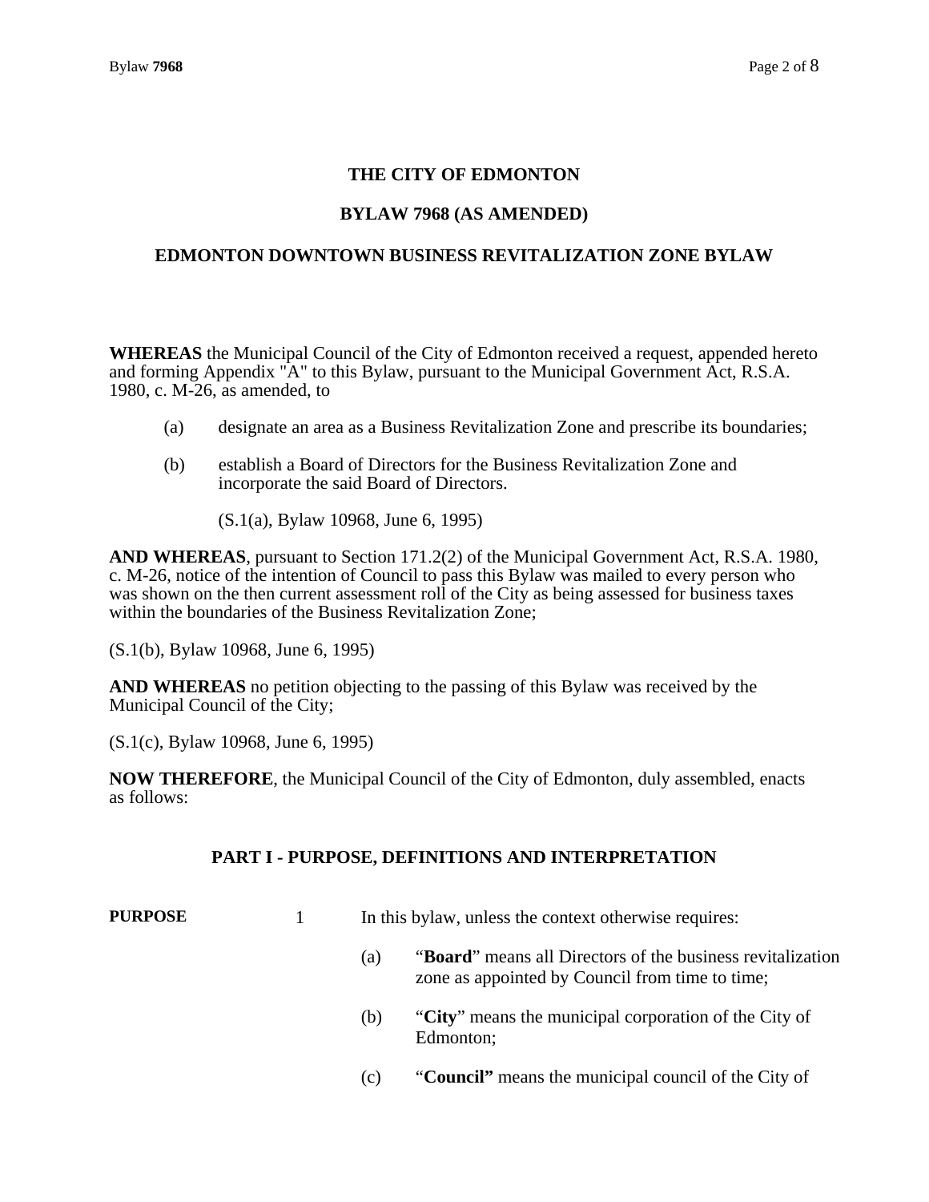# THE CITY OF EDMONTON

## BYLAW 7968 (AS AMENDED)

## EDMONTON DOWNTOWN BUSINESS REVITALIZATION ZONE BYLAW

**WHEREAS** the Municipal Council of the City of Edmonton received a request, appended hereto and forming Appendix "A" to this Bylaw, pursuant to the Municipal Government Act, R.S.A. 1980, c. M-26, as amended, to

(a) designate an area as a Business Revitalization Zone and prescribe its boundaries;

(b) establish a Board of Directors for the Business Revitalization Zone and incorporate the said Board of Directors.

(S.1(a), Bylaw 10968, June 6, 1995)

**AND WHEREAS**, pursuant to Section 171.2(2) of the Municipal Government Act, R.S.A. 1980, c. M-26, notice of the intention of Council to pass this Bylaw was mailed to every person who was shown on the then current assessment roll of the City as being assessed for business taxes within the boundaries of the Business Revitalization Zone;

(S.1(b), Bylaw 10968, June 6, 1995)

**AND WHEREAS** no petition objecting to the passing of this Bylaw was received by the Municipal Council of the City;

(S.1(c), Bylaw 10968, June 6, 1995)

**NOW THEREFORE**, the Municipal Council of the City of Edmonton, duly assembled, enacts as follows:

## PART I - PURPOSE, DEFINITIONS AND INTERPRETATION

**PURPOSE**

1 In this bylaw, unless the context otherwise requires:

(a) "**Board**" means all Directors of the business revitalization zone as appointed by Council from time to time;

(b) "**City**" means the municipal corporation of the City of Edmonton;

(c) "**Council**" means the municipal council of the City of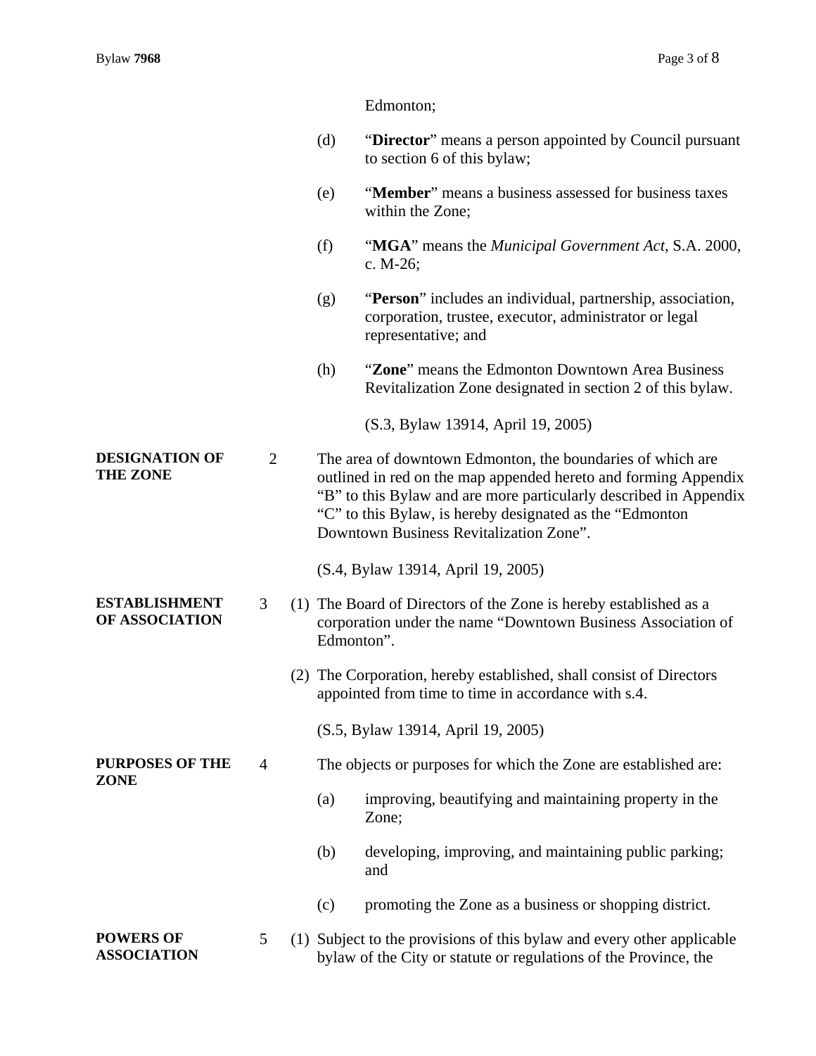Edmonton;

(d) "**Director**" means a person appointed by Council pursuant to section 6 of this bylaw;

(e) "**Member**" means a business assessed for business taxes within the Zone;

(f) "**MGA**" means the *Municipal Government Act*, S.A. 2000, c. M-26;

(g) "**Person**" includes an individual, partnership, association, corporation, trustee, executor, administrator or legal representative; and

(h) "**Zone**" means the Edmonton Downtown Area Business Revitalization Zone designated in section 2 of this bylaw.

(S.3, Bylaw 13914, April 19, 2005)

**DESIGNATION OF THE ZONE**

2 The area of downtown Edmonton, the boundaries of which are outlined in red on the map appended hereto and forming Appendix "B" to this Bylaw and are more particularly described in Appendix "C" to this Bylaw, is hereby designated as the "Edmonton Downtown Business Revitalization Zone".

(S.4, Bylaw 13914, April 19, 2005)

**ESTABLISHMENT OF ASSOCIATION**

3 (1) The Board of Directors of the Zone is hereby established as a corporation under the name "Downtown Business Association of Edmonton".

(2) The Corporation, hereby established, shall consist of Directors appointed from time to time in accordance with s.4.

(S.5, Bylaw 13914, April 19, 2005)

**PURPOSES OF THE ZONE**

4 The objects or purposes for which the Zone are established are:

(a) improving, beautifying and maintaining property in the Zone;

(b) developing, improving, and maintaining public parking; and

(c) promoting the Zone as a business or shopping district.

**POWERS OF ASSOCIATION**

5 (1) Subject to the provisions of this bylaw and every other applicable bylaw of the City or statute or regulations of the Province, the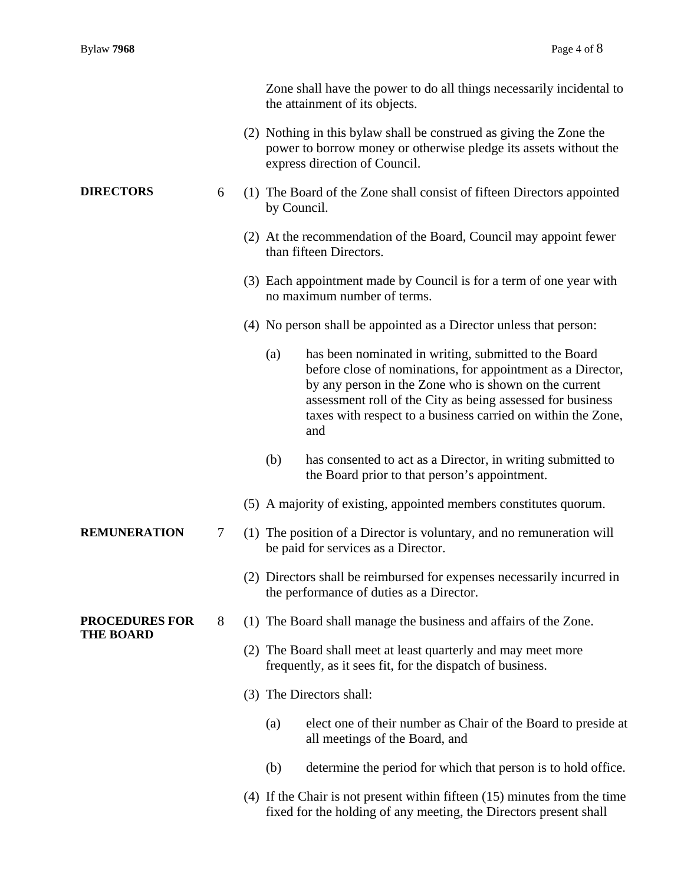Zone shall have the power to do all things necessarily incidental to the attainment of its objects.

(2) Nothing in this bylaw shall be construed as giving the Zone the power to borrow money or otherwise pledge its assets without the express direction of Council.

**DIRECTORS**

6 (1) The Board of the Zone shall consist of fifteen Directors appointed by Council.

(2) At the recommendation of the Board, Council may appoint fewer than fifteen Directors.

(3) Each appointment made by Council is for a term of one year with no maximum number of terms.

(4) No person shall be appointed as a Director unless that person:

(a) has been nominated in writing, submitted to the Board before close of nominations, for appointment as a Director, by any person in the Zone who is shown on the current assessment roll of the City as being assessed for business taxes with respect to a business carried on within the Zone, and

(b) has consented to act as a Director, in writing submitted to the Board prior to that person's appointment.

(5) A majority of existing, appointed members constitutes quorum.

**REMUNERATION**

7 (1) The position of a Director is voluntary, and no remuneration will be paid for services as a Director.

(2) Directors shall be reimbursed for expenses necessarily incurred in the performance of duties as a Director.

**PROCEDURES FOR THE BOARD**

8 (1) The Board shall manage the business and affairs of the Zone.

(2) The Board shall meet at least quarterly and may meet more frequently, as it sees fit, for the dispatch of business.

(3) The Directors shall:

(a) elect one of their number as Chair of the Board to preside at all meetings of the Board, and

(b) determine the period for which that person is to hold office.

(4) If the Chair is not present within fifteen (15) minutes from the time fixed for the holding of any meeting, the Directors present shall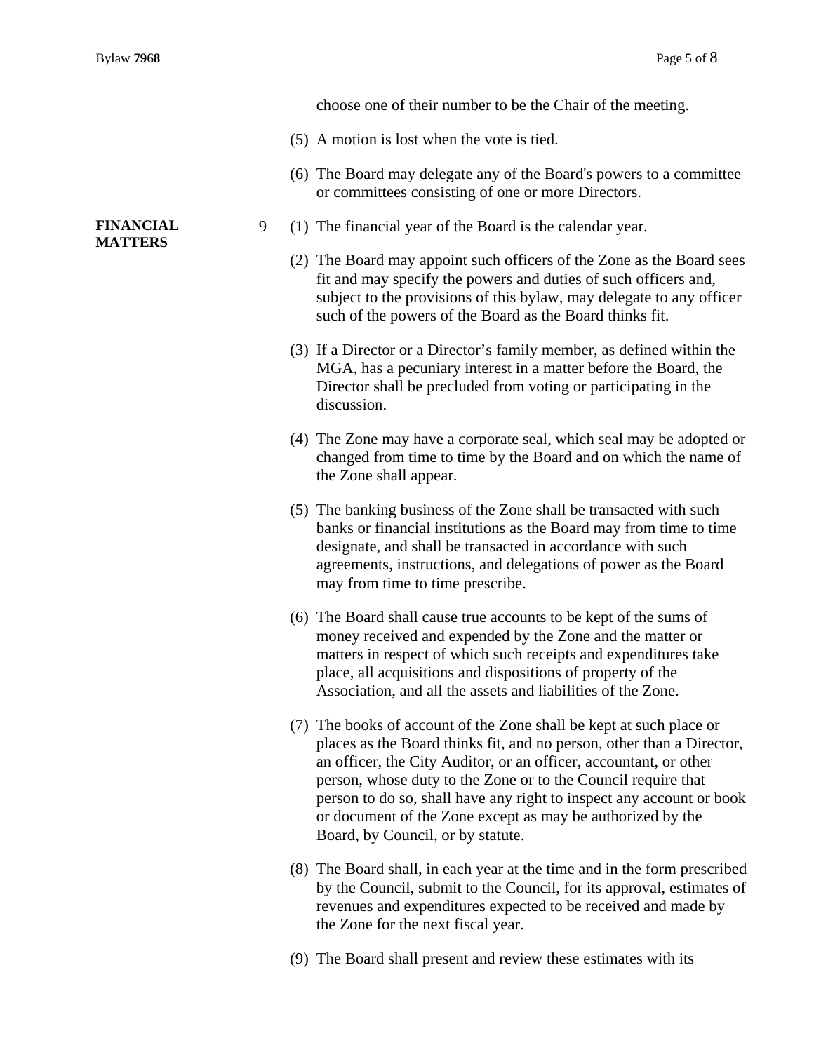choose one of their number to be the Chair of the meeting.

(5) A motion is lost when the vote is tied.

(6) The Board may delegate any of the Board's powers to a committee or committees consisting of one or more Directors.

**FINANCIAL MATTERS**

9 (1) The financial year of the Board is the calendar year.

(2) The Board may appoint such officers of the Zone as the Board sees fit and may specify the powers and duties of such officers and, subject to the provisions of this bylaw, may delegate to any officer such of the powers of the Board as the Board thinks fit.

(3) If a Director or a Director's family member, as defined within the MGA, has a pecuniary interest in a matter before the Board, the Director shall be precluded from voting or participating in the discussion.

(4) The Zone may have a corporate seal, which seal may be adopted or changed from time to time by the Board and on which the name of the Zone shall appear.

(5) The banking business of the Zone shall be transacted with such banks or financial institutions as the Board may from time to time designate, and shall be transacted in accordance with such agreements, instructions, and delegations of power as the Board may from time to time prescribe.

(6) The Board shall cause true accounts to be kept of the sums of money received and expended by the Zone and the matter or matters in respect of which such receipts and expenditures take place, all acquisitions and dispositions of property of the Association, and all the assets and liabilities of the Zone.

(7) The books of account of the Zone shall be kept at such place or places as the Board thinks fit, and no person, other than a Director, an officer, the City Auditor, or an officer, accountant, or other person, whose duty to the Zone or to the Council require that person to do so, shall have any right to inspect any account or book or document of the Zone except as may be authorized by the Board, by Council, or by statute.

(8) The Board shall, in each year at the time and in the form prescribed by the Council, submit to the Council, for its approval, estimates of revenues and expenditures expected to be received and made by the Zone for the next fiscal year.

(9) The Board shall present and review these estimates with its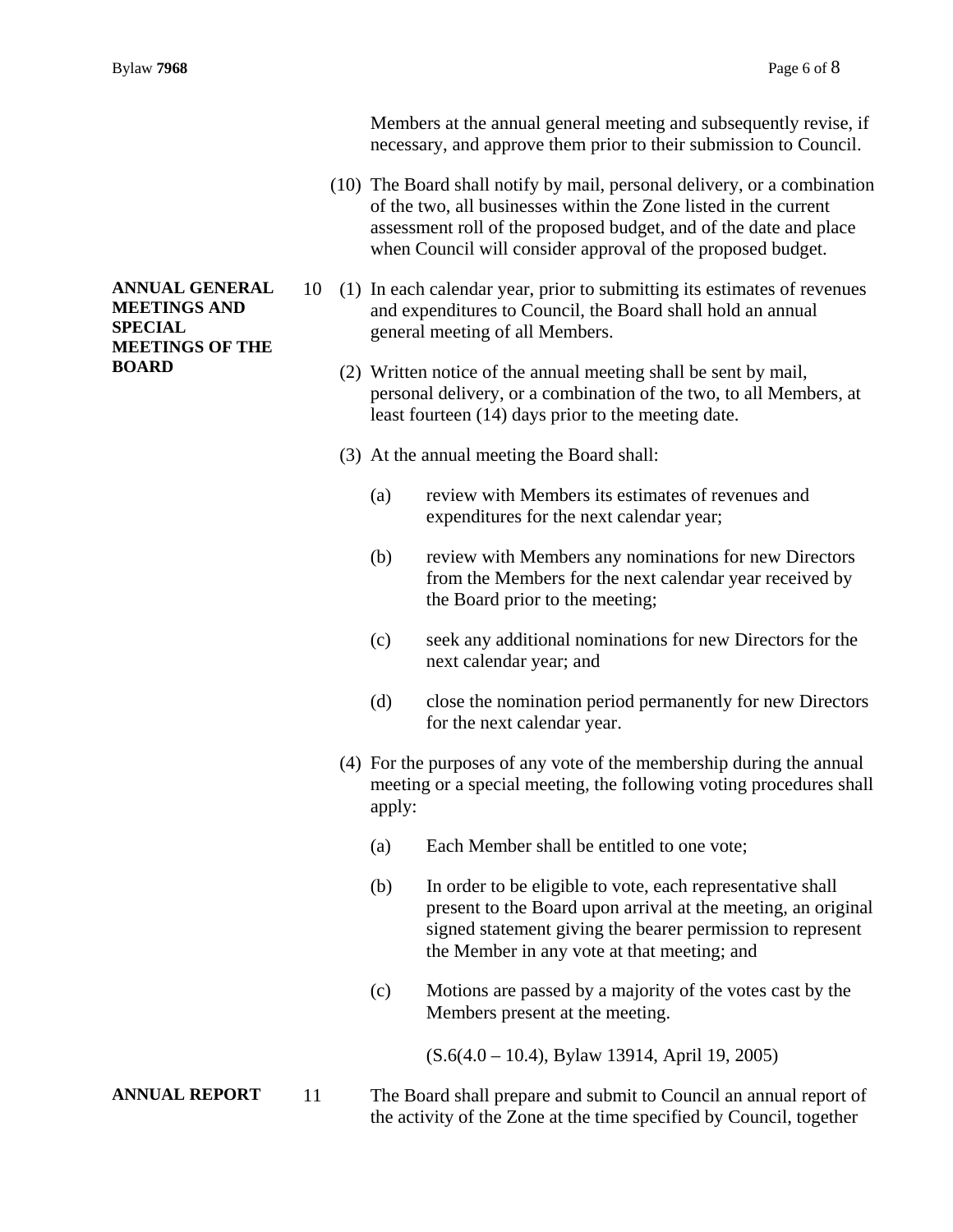Members at the annual general meeting and subsequently revise, if necessary, and approve them prior to their submission to Council.

(10) The Board shall notify by mail, personal delivery, or a combination of the two, all businesses within the Zone listed in the current assessment roll of the proposed budget, and of the date and place when Council will consider approval of the proposed budget.

**ANNUAL GENERAL MEETINGS AND SPECIAL MEETINGS OF THE BOARD**

10 (1) In each calendar year, prior to submitting its estimates of revenues and expenditures to Council, the Board shall hold an annual general meeting of all Members.

(2) Written notice of the annual meeting shall be sent by mail, personal delivery, or a combination of the two, to all Members, at least fourteen (14) days prior to the meeting date.

(3) At the annual meeting the Board shall:

(a) review with Members its estimates of revenues and expenditures for the next calendar year;

(b) review with Members any nominations for new Directors from the Members for the next calendar year received by the Board prior to the meeting;

(c) seek any additional nominations for new Directors for the next calendar year; and

(d) close the nomination period permanently for new Directors for the next calendar year.

(4) For the purposes of any vote of the membership during the annual meeting or a special meeting, the following voting procedures shall apply:

(a) Each Member shall be entitled to one vote;

(b) In order to be eligible to vote, each representative shall present to the Board upon arrival at the meeting, an original signed statement giving the bearer permission to represent the Member in any vote at that meeting; and

(c) Motions are passed by a majority of the votes cast by the Members present at the meeting.

(S.6(4.0 – 10.4), Bylaw 13914, April 19, 2005)

**ANNUAL REPORT**

11 The Board shall prepare and submit to Council an annual report of the activity of the Zone at the time specified by Council, together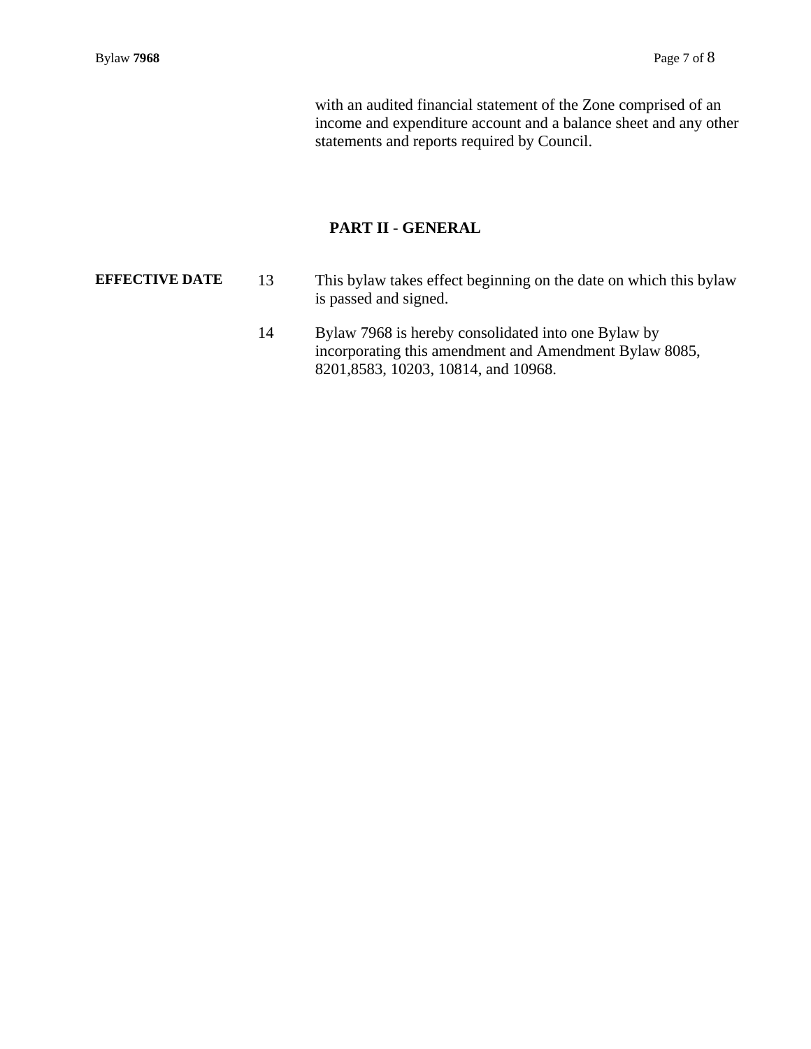with an audited financial statement of the Zone comprised of an income and expenditure account and a balance sheet and any other statements and reports required by Council.

## PART II - GENERAL

**EFFECTIVE DATE**

13 This bylaw takes effect beginning on the date on which this bylaw is passed and signed.

14 Bylaw 7968 is hereby consolidated into one Bylaw by incorporating this amendment and Amendment Bylaw 8085, 8201,8583, 10203, 10814, and 10968.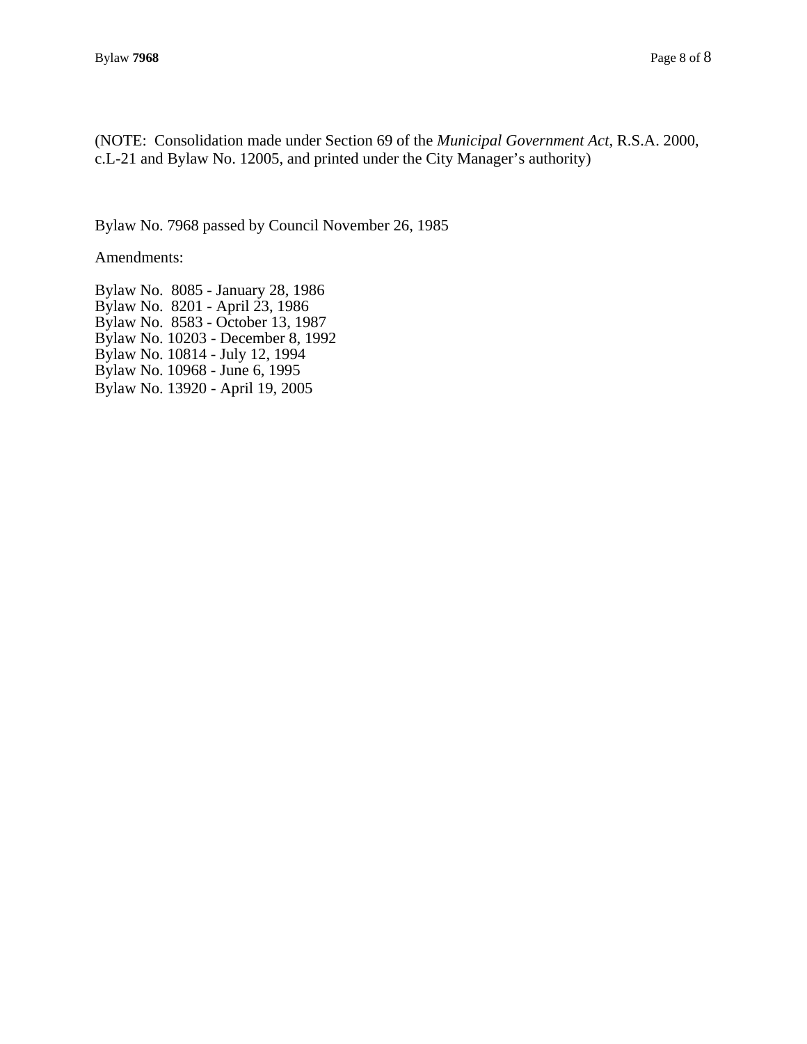(NOTE: Consolidation made under Section 69 of the *Municipal Government Act*, R.S.A. 2000, c.L-21 and Bylaw No. 12005, and printed under the City Manager's authority)

Bylaw No. 7968 passed by Council November 26, 1985

Amendments:

Bylaw No. 8085 - January 28, 1986
Bylaw No. 8201 - April 23, 1986
Bylaw No. 8583 - October 13, 1987
Bylaw No. 10203 - December 8, 1992
Bylaw No. 10814 - July 12, 1994
Bylaw No. 10968 - June 6, 1995
Bylaw No. 13920 - April 19, 2005